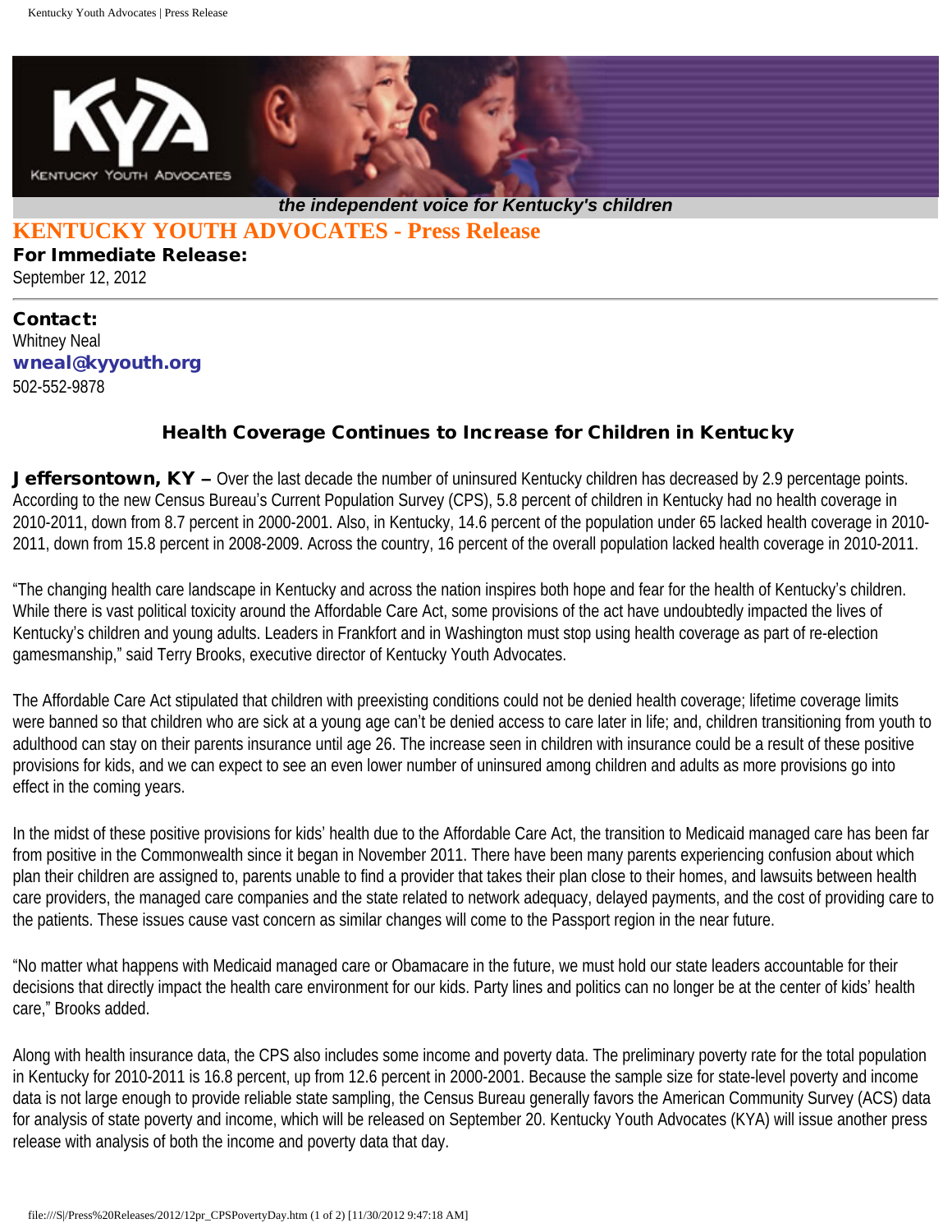*the independent voice for Kentucky's children*

# KENTUCKY YOUTH ADVOCATES - Press Release

**For Immediate Release:**
September 12, 2012

---

**Contact:**
Whitney Neal
**wneal@kyyouth.org**
502-552-9878

## Health Coverage Continues to Increase for Children in Kentucky

**Jeffersontown, KY –** Over the last decade the number of uninsured Kentucky children has decreased by 2.9 percentage points. According to the new Census Bureau's Current Population Survey (CPS), 5.8 percent of children in Kentucky had no health coverage in 2010-2011, down from 8.7 percent in 2000-2001. Also, in Kentucky, 14.6 percent of the population under 65 lacked health coverage in 2010-2011, down from 15.8 percent in 2008-2009. Across the country, 16 percent of the overall population lacked health coverage in 2010-2011.

"The changing health care landscape in Kentucky and across the nation inspires both hope and fear for the health of Kentucky's children. While there is vast political toxicity around the Affordable Care Act, some provisions of the act have undoubtedly impacted the lives of Kentucky's children and young adults. Leaders in Frankfort and in Washington must stop using health coverage as part of re-election gamesmanship," said Terry Brooks, executive director of Kentucky Youth Advocates.

The Affordable Care Act stipulated that children with preexisting conditions could not be denied health coverage; lifetime coverage limits were banned so that children who are sick at a young age can't be denied access to care later in life; and, children transitioning from youth to adulthood can stay on their parents insurance until age 26. The increase seen in children with insurance could be a result of these positive provisions for kids, and we can expect to see an even lower number of uninsured among children and adults as more provisions go into effect in the coming years.

In the midst of these positive provisions for kids' health due to the Affordable Care Act, the transition to Medicaid managed care has been far from positive in the Commonwealth since it began in November 2011. There have been many parents experiencing confusion about which plan their children are assigned to, parents unable to find a provider that takes their plan close to their homes, and lawsuits between health care providers, the managed care companies and the state related to network adequacy, delayed payments, and the cost of providing care to the patients. These issues cause vast concern as similar changes will come to the Passport region in the near future.

"No matter what happens with Medicaid managed care or Obamacare in the future, we must hold our state leaders accountable for their decisions that directly impact the health care environment for our kids. Party lines and politics can no longer be at the center of kids' health care," Brooks added.

Along with health insurance data, the CPS also includes some income and poverty data. The preliminary poverty rate for the total population in Kentucky for 2010-2011 is 16.8 percent, up from 12.6 percent in 2000-2001. Because the sample size for state-level poverty and income data is not large enough to provide reliable state sampling, the Census Bureau generally favors the American Community Survey (ACS) data for analysis of state poverty and income, which will be released on September 20. Kentucky Youth Advocates (KYA) will issue another press release with analysis of both the income and poverty data that day.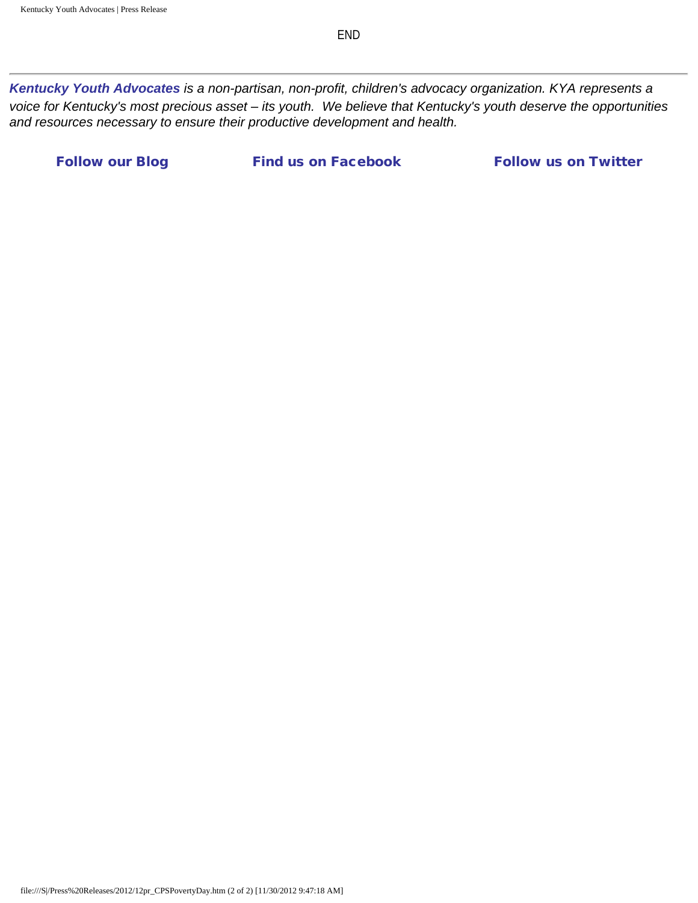END

---

***Kentucky Youth Advocates*** *is a non-partisan, non-profit, children's advocacy organization. KYA represents a voice for Kentucky's most precious asset – its youth. We believe that Kentucky's youth deserve the opportunities and resources necessary to ensure their productive development and health.*

**Follow our Blog** **Find us on Facebook** **Follow us on Twitter**